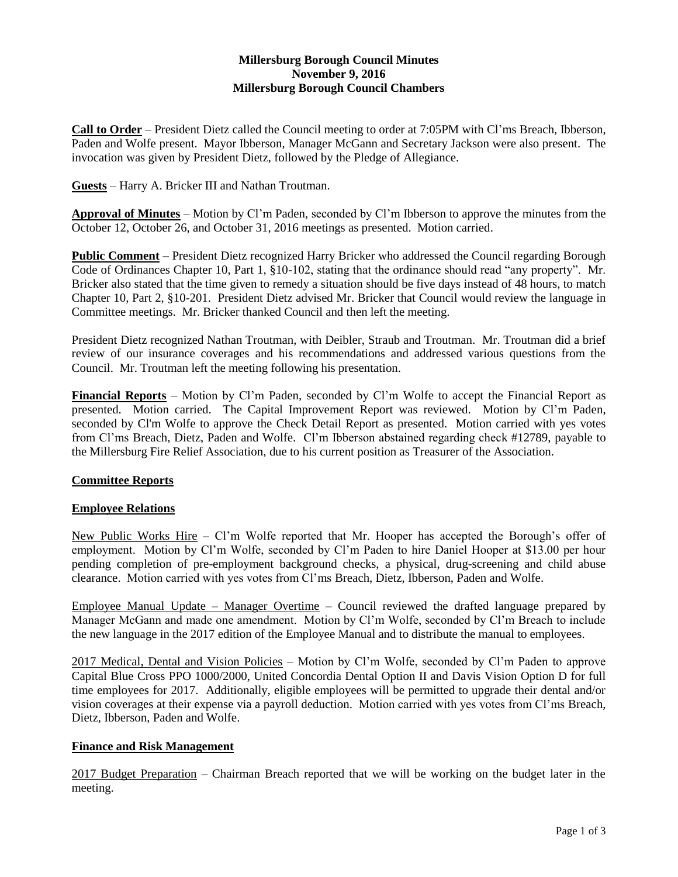# Millersburg Borough Council Minutes
## November 9, 2016
## Millersburg Borough Council Chambers

**Call to Order** – President Dietz called the Council meeting to order at 7:05PM with Cl'ms Breach, Ibberson, Paden and Wolfe present. Mayor Ibberson, Manager McGann and Secretary Jackson were also present. The invocation was given by President Dietz, followed by the Pledge of Allegiance.

**Guests** – Harry A. Bricker III and Nathan Troutman.

**Approval of Minutes** – Motion by Cl'm Paden, seconded by Cl'm Ibberson to approve the minutes from the October 12, October 26, and October 31, 2016 meetings as presented. Motion carried.

**Public Comment –** President Dietz recognized Harry Bricker who addressed the Council regarding Borough Code of Ordinances Chapter 10, Part 1, §10-102, stating that the ordinance should read "any property". Mr. Bricker also stated that the time given to remedy a situation should be five days instead of 48 hours, to match Chapter 10, Part 2, §10-201. President Dietz advised Mr. Bricker that Council would review the language in Committee meetings. Mr. Bricker thanked Council and then left the meeting.

President Dietz recognized Nathan Troutman, with Deibler, Straub and Troutman. Mr. Troutman did a brief review of our insurance coverages and his recommendations and addressed various questions from the Council. Mr. Troutman left the meeting following his presentation.

**Financial Reports** – Motion by Cl'm Paden, seconded by Cl'm Wolfe to accept the Financial Report as presented. Motion carried. The Capital Improvement Report was reviewed. Motion by Cl'm Paden, seconded by Cl'm Wolfe to approve the Check Detail Report as presented. Motion carried with yes votes from Cl'ms Breach, Dietz, Paden and Wolfe. Cl'm Ibberson abstained regarding check #12789, payable to the Millersburg Fire Relief Association, due to his current position as Treasurer of the Association.

## Committee Reports

### Employee Relations

New Public Works Hire – Cl'm Wolfe reported that Mr. Hooper has accepted the Borough's offer of employment. Motion by Cl'm Wolfe, seconded by Cl'm Paden to hire Daniel Hooper at $13.00 per hour pending completion of pre-employment background checks, a physical, drug-screening and child abuse clearance. Motion carried with yes votes from Cl'ms Breach, Dietz, Ibberson, Paden and Wolfe.

Employee Manual Update – Manager Overtime – Council reviewed the drafted language prepared by Manager McGann and made one amendment. Motion by Cl'm Wolfe, seconded by Cl'm Breach to include the new language in the 2017 edition of the Employee Manual and to distribute the manual to employees.

2017 Medical, Dental and Vision Policies – Motion by Cl'm Wolfe, seconded by Cl'm Paden to approve Capital Blue Cross PPO 1000/2000, United Concordia Dental Option II and Davis Vision Option D for full time employees for 2017. Additionally, eligible employees will be permitted to upgrade their dental and/or vision coverages at their expense via a payroll deduction. Motion carried with yes votes from Cl'ms Breach, Dietz, Ibberson, Paden and Wolfe.

### Finance and Risk Management

2017 Budget Preparation – Chairman Breach reported that we will be working on the budget later in the meeting.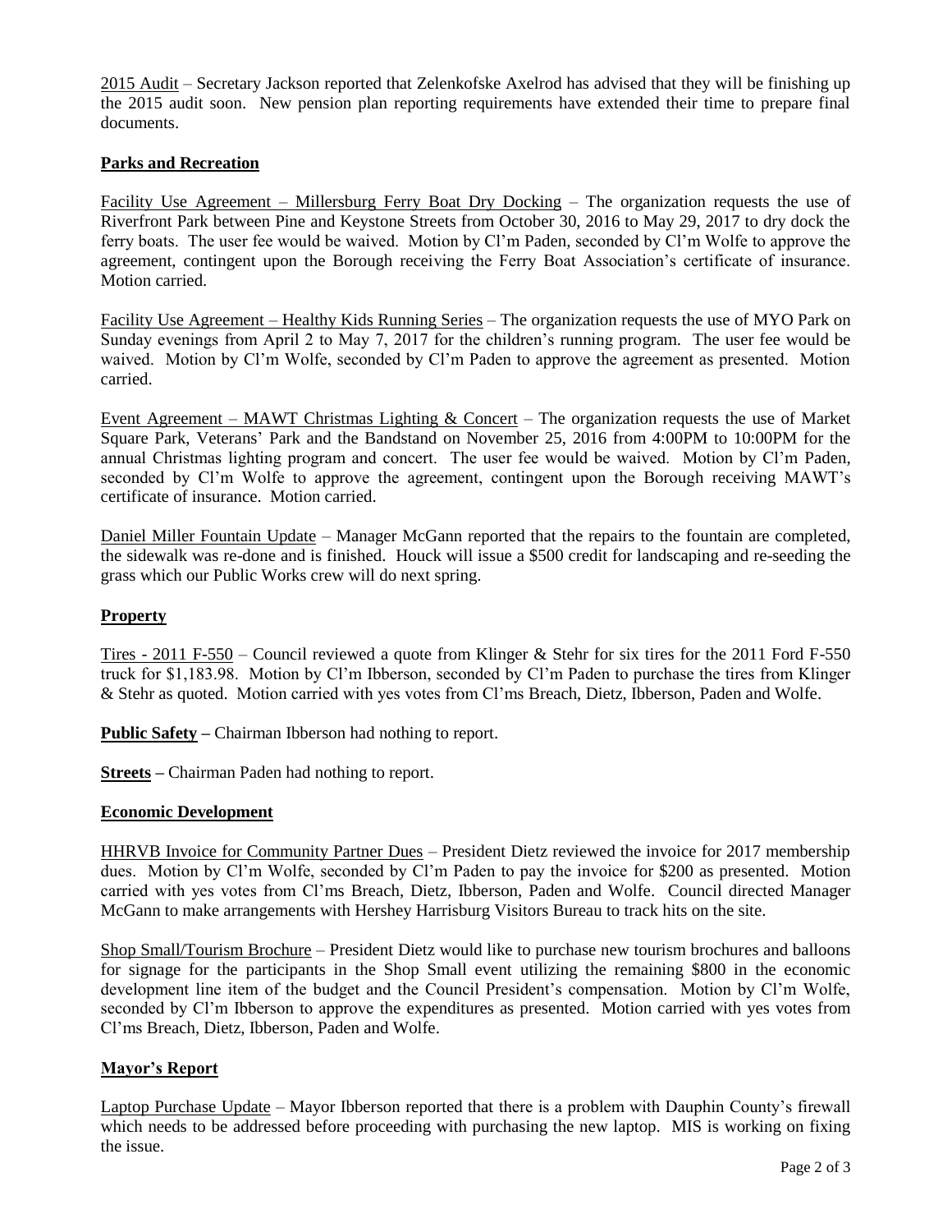2015 Audit – Secretary Jackson reported that Zelenkofske Axelrod has advised that they will be finishing up the 2015 audit soon. New pension plan reporting requirements have extended their time to prepare final documents.

## Parks and Recreation

Facility Use Agreement – Millersburg Ferry Boat Dry Docking – The organization requests the use of Riverfront Park between Pine and Keystone Streets from October 30, 2016 to May 29, 2017 to dry dock the ferry boats. The user fee would be waived. Motion by Cl'm Paden, seconded by Cl'm Wolfe to approve the agreement, contingent upon the Borough receiving the Ferry Boat Association's certificate of insurance. Motion carried.

Facility Use Agreement – Healthy Kids Running Series – The organization requests the use of MYO Park on Sunday evenings from April 2 to May 7, 2017 for the children's running program. The user fee would be waived. Motion by Cl'm Wolfe, seconded by Cl'm Paden to approve the agreement as presented. Motion carried.

Event Agreement – MAWT Christmas Lighting & Concert – The organization requests the use of Market Square Park, Veterans' Park and the Bandstand on November 25, 2016 from 4:00PM to 10:00PM for the annual Christmas lighting program and concert. The user fee would be waived. Motion by Cl'm Paden, seconded by Cl'm Wolfe to approve the agreement, contingent upon the Borough receiving MAWT's certificate of insurance. Motion carried.

Daniel Miller Fountain Update – Manager McGann reported that the repairs to the fountain are completed, the sidewalk was re-done and is finished. Houck will issue a $500 credit for landscaping and re-seeding the grass which our Public Works crew will do next spring.

## Property

Tires - 2011 F-550 – Council reviewed a quote from Klinger & Stehr for six tires for the 2011 Ford F-550 truck for $1,183.98. Motion by Cl'm Ibberson, seconded by Cl'm Paden to purchase the tires from Klinger & Stehr as quoted. Motion carried with yes votes from Cl'ms Breach, Dietz, Ibberson, Paden and Wolfe.

**Public Safety –** Chairman Ibberson had nothing to report.

**Streets –** Chairman Paden had nothing to report.

## Economic Development

HHRVB Invoice for Community Partner Dues – President Dietz reviewed the invoice for 2017 membership dues. Motion by Cl'm Wolfe, seconded by Cl'm Paden to pay the invoice for $200 as presented. Motion carried with yes votes from Cl'ms Breach, Dietz, Ibberson, Paden and Wolfe. Council directed Manager McGann to make arrangements with Hershey Harrisburg Visitors Bureau to track hits on the site.

Shop Small/Tourism Brochure – President Dietz would like to purchase new tourism brochures and balloons for signage for the participants in the Shop Small event utilizing the remaining $800 in the economic development line item of the budget and the Council President's compensation. Motion by Cl'm Wolfe, seconded by Cl'm Ibberson to approve the expenditures as presented. Motion carried with yes votes from Cl'ms Breach, Dietz, Ibberson, Paden and Wolfe.

## Mayor's Report

Laptop Purchase Update – Mayor Ibberson reported that there is a problem with Dauphin County's firewall which needs to be addressed before proceeding with purchasing the new laptop. MIS is working on fixing the issue.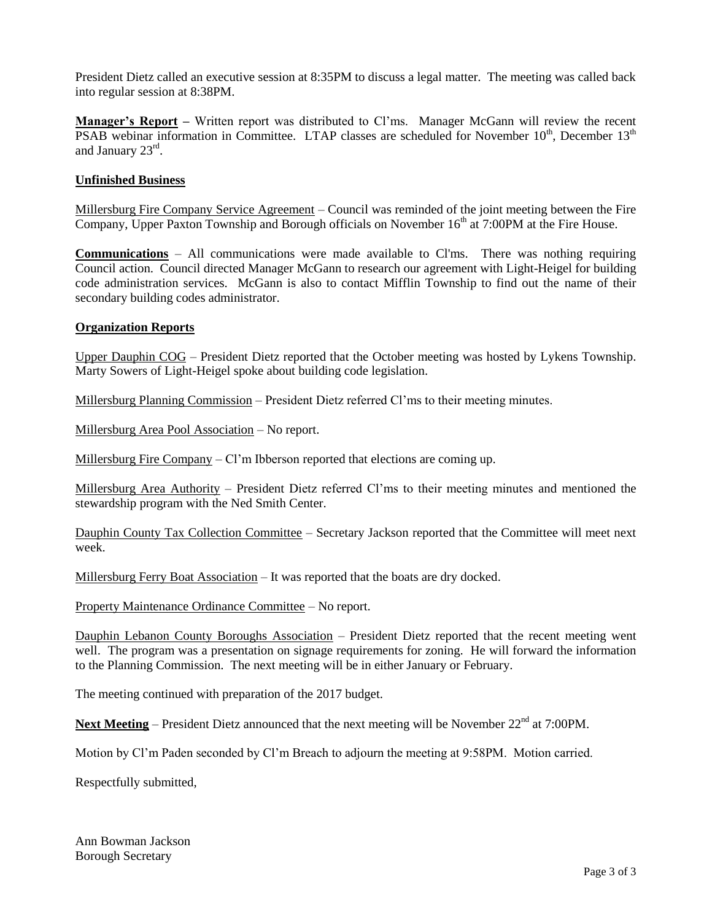President Dietz called an executive session at 8:35PM to discuss a legal matter. The meeting was called back into regular session at 8:38PM.

**Manager's Report** – Written report was distributed to Cl'ms. Manager McGann will review the recent PSAB webinar information in Committee. LTAP classes are scheduled for November 10th, December 13th and January 23rd.

**Unfinished Business**

Millersburg Fire Company Service Agreement – Council was reminded of the joint meeting between the Fire Company, Upper Paxton Township and Borough officials on November 16th at 7:00PM at the Fire House.

**Communications** – All communications were made available to Cl'ms. There was nothing requiring Council action. Council directed Manager McGann to research our agreement with Light-Heigel for building code administration services. McGann is also to contact Mifflin Township to find out the name of their secondary building codes administrator.

**Organization Reports**

Upper Dauphin COG – President Dietz reported that the October meeting was hosted by Lykens Township. Marty Sowers of Light-Heigel spoke about building code legislation.

Millersburg Planning Commission – President Dietz referred Cl'ms to their meeting minutes.

Millersburg Area Pool Association – No report.

Millersburg Fire Company – Cl'm Ibberson reported that elections are coming up.

Millersburg Area Authority – President Dietz referred Cl'ms to their meeting minutes and mentioned the stewardship program with the Ned Smith Center.

Dauphin County Tax Collection Committee – Secretary Jackson reported that the Committee will meet next week.

Millersburg Ferry Boat Association – It was reported that the boats are dry docked.

Property Maintenance Ordinance Committee – No report.

Dauphin Lebanon County Boroughs Association – President Dietz reported that the recent meeting went well. The program was a presentation on signage requirements for zoning. He will forward the information to the Planning Commission. The next meeting will be in either January or February.

The meeting continued with preparation of the 2017 budget.

**Next Meeting** – President Dietz announced that the next meeting will be November 22nd at 7:00PM.

Motion by Cl'm Paden seconded by Cl'm Breach to adjourn the meeting at 9:58PM. Motion carried.

Respectfully submitted,

Ann Bowman Jackson
Borough Secretary